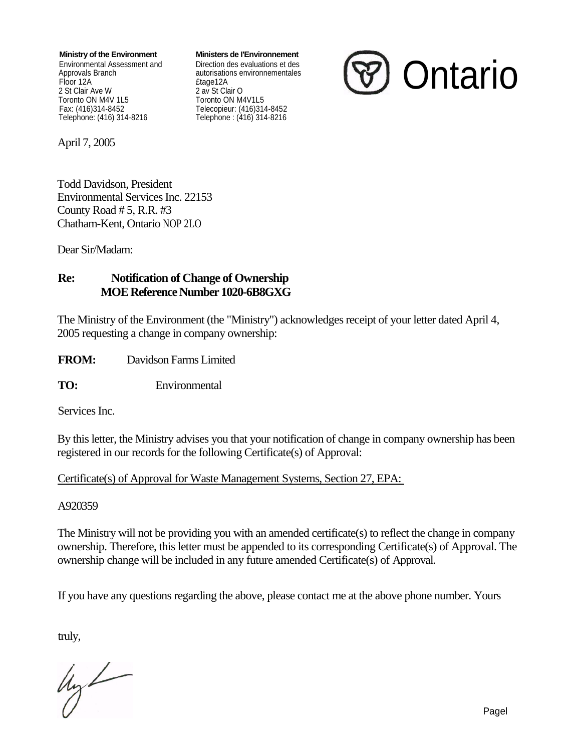**Ministry of the Environment**
Environmental Assessment and Approvals Branch
Floor 12A
2 St Clair Ave W
Toronto ON M4V 1L5
Fax: (416)314-8452
Telephone: (416) 314-8216

**Ministers de l'Environnement**
Direction des evaluations et des autorisations environnementales
£tage12A
2 av St Clair O
Toronto ON M4V1L5
Telecopieur: (416)314-8452
Telephone : (416) 314-8216

Ontario

April 7, 2005

Todd Davidson, President
Environmental Services Inc. 22153
County Road # 5, R.R. #3
Chatham-Kent, Ontario NOP 2LO

Dear Sir/Madam:

**Re: Notification of Change of Ownership**
**MOE Reference Number 1020-6B8GXG**

The Ministry of the Environment (the "Ministry") acknowledges receipt of your letter dated April 4, 2005 requesting a change in company ownership:

**FROM:** Davidson Farms Limited

**TO:** Environmental

Services Inc.

By this letter, the Ministry advises you that your notification of change in company ownership has been registered in our records for the following Certificate(s) of Approval:

Certificate(s) of Approval for Waste Management Systems, Section 27, EPA:

A920359

The Ministry will not be providing you with an amended certificate(s) to reflect the change in company ownership. Therefore, this letter must be appended to its corresponding Certificate(s) of Approval. The ownership change will be included in any future amended Certificate(s) of Approval.

If you have any questions regarding the above, please contact me at the above phone number. Yours

truly,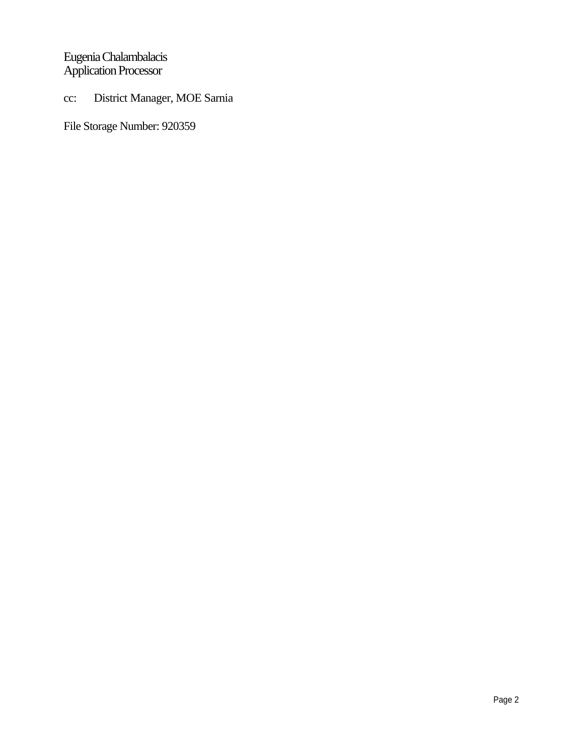Eugenia Chalambalacis
Application Processor

cc: District Manager, MOE Sarnia

File Storage Number: 920359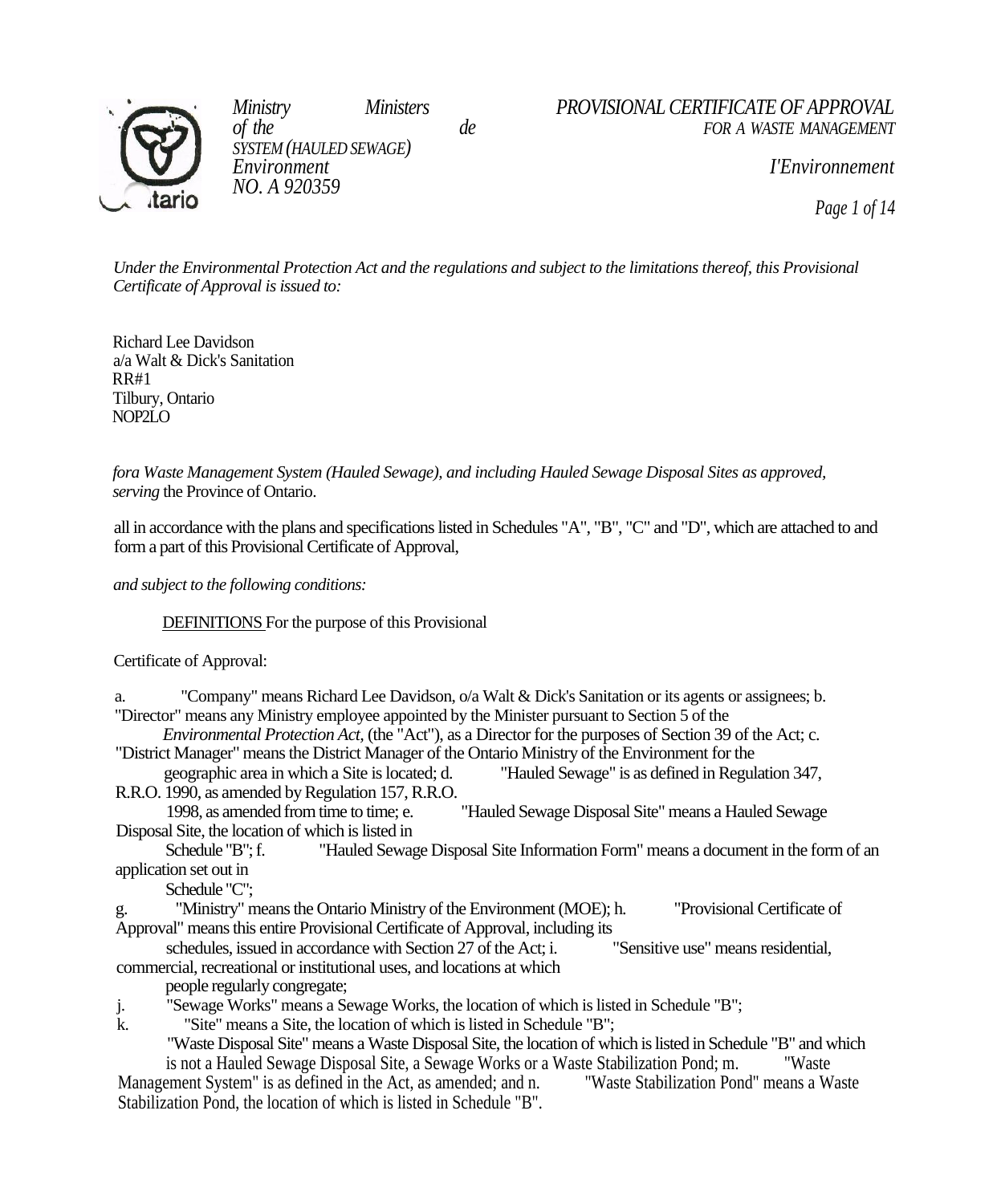Ministry of the Environment | Ministère de l'Environnement

# PROVISIONAL CERTIFICATE OF APPROVAL FOR A WASTE MANAGEMENT SYSTEM (HAULED SEWAGE)

NO. A 920359

*Under the Environmental Protection Act and the regulations and subject to the limitations thereof, this Provisional Certificate of Approval is issued to:*

Richard Lee Davidson
a/a Walt & Dick's Sanitation
RR#1
Tilbury, Ontario
NOP2LO

*fora Waste Management System (Hauled Sewage), and including Hauled Sewage Disposal Sites as approved, serving* the Province of Ontario.

all in accordance with the plans and specifications listed in Schedules "A", "B", "C" and "D", which are attached to and form a part of this Provisional Certificate of Approval,

*and subject to the following conditions:*

DEFINITIONS For the purpose of this Provisional Certificate of Approval:

a. "Company" means Richard Lee Davidson, o/a Walt & Dick's Sanitation or its agents or assignees;
b. "Director" means any Ministry employee appointed by the Minister pursuant to Section 5 of the *Environmental Protection Act*, (the "Act"), as a Director for the purposes of Section 39 of the Act;
c. "District Manager" means the District Manager of the Ontario Ministry of the Environment for the geographic area in which a Site is located;
d. "Hauled Sewage" is as defined in Regulation 347, R.R.O. 1990, as amended by Regulation 157, R.R.O. 1998, as amended from time to time;
e. "Hauled Sewage Disposal Site" means a Hauled Sewage Disposal Site, the location of which is listed in Schedule "B";
f. "Hauled Sewage Disposal Site Information Form" means a document in the form of an application set out in Schedule "C";
g. "Ministry" means the Ontario Ministry of the Environment (MOE);
h. "Provisional Certificate of Approval" means this entire Provisional Certificate of Approval, including its schedules, issued in accordance with Section 27 of the Act;
i. "Sensitive use" means residential, commercial, recreational or institutional uses, and locations at which people regularly congregate;
j. "Sewage Works" means a Sewage Works, the location of which is listed in Schedule "B";
k. "Site" means a Site, the location of which is listed in Schedule "B";
l. "Waste Disposal Site" means a Waste Disposal Site, the location of which is listed in Schedule "B" and which is not a Hauled Sewage Disposal Site, a Sewage Works or a Waste Stabilization Pond;
m. "Waste Management System" is as defined in the Act, as amended; and
n. "Waste Stabilization Pond" means a Waste Stabilization Pond, the location of which is listed in Schedule "B".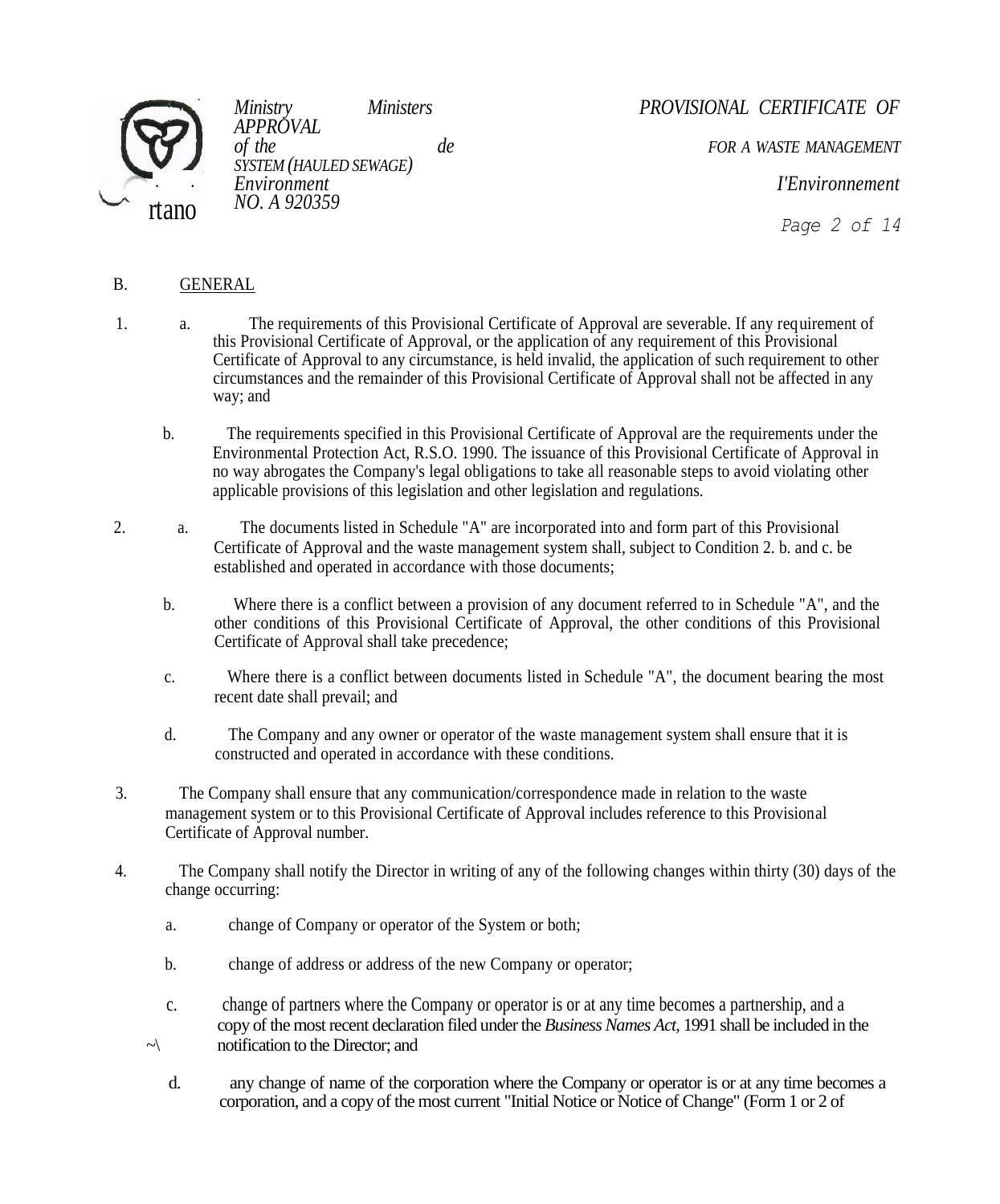## B. GENERAL

1. a. The requirements of this Provisional Certificate of Approval are severable. If any requirement of this Provisional Certificate of Approval, or the application of any requirement of this Provisional Certificate of Approval to any circumstance, is held invalid, the application of such requirement to other circumstances and the remainder of this Provisional Certificate of Approval shall not be affected in any way; and

   b. The requirements specified in this Provisional Certificate of Approval are the requirements under the Environmental Protection Act, R.S.O. 1990. The issuance of this Provisional Certificate of Approval in no way abrogates the Company's legal obligations to take all reasonable steps to avoid violating other applicable provisions of this legislation and other legislation and regulations.

2. a. The documents listed in Schedule "A" are incorporated into and form part of this Provisional Certificate of Approval and the waste management system shall, subject to Condition 2. b. and c. be established and operated in accordance with those documents;

   b. Where there is a conflict between a provision of any document referred to in Schedule "A", and the other conditions of this Provisional Certificate of Approval, the other conditions of this Provisional Certificate of Approval shall take precedence;

   c. Where there is a conflict between documents listed in Schedule "A", the document bearing the most recent date shall prevail; and

   d. The Company and any owner or operator of the waste management system shall ensure that it is constructed and operated in accordance with these conditions.

3. The Company shall ensure that any communication/correspondence made in relation to the waste management system or to this Provisional Certificate of Approval includes reference to this Provisional Certificate of Approval number.

4. The Company shall notify the Director in writing of any of the following changes within thirty (30) days of the change occurring:

   a. change of Company or operator of the System or both;

   b. change of address or address of the new Company or operator;

   c. change of partners where the Company or operator is or at any time becomes a partnership, and a copy of the most recent declaration filed under the *Business Names Act*, 1991 shall be included in the notification to the Director; and

   d. any change of name of the corporation where the Company or operator is or at any time becomes a corporation, and a copy of the most current "Initial Notice or Notice of Change" (Form 1 or 2 of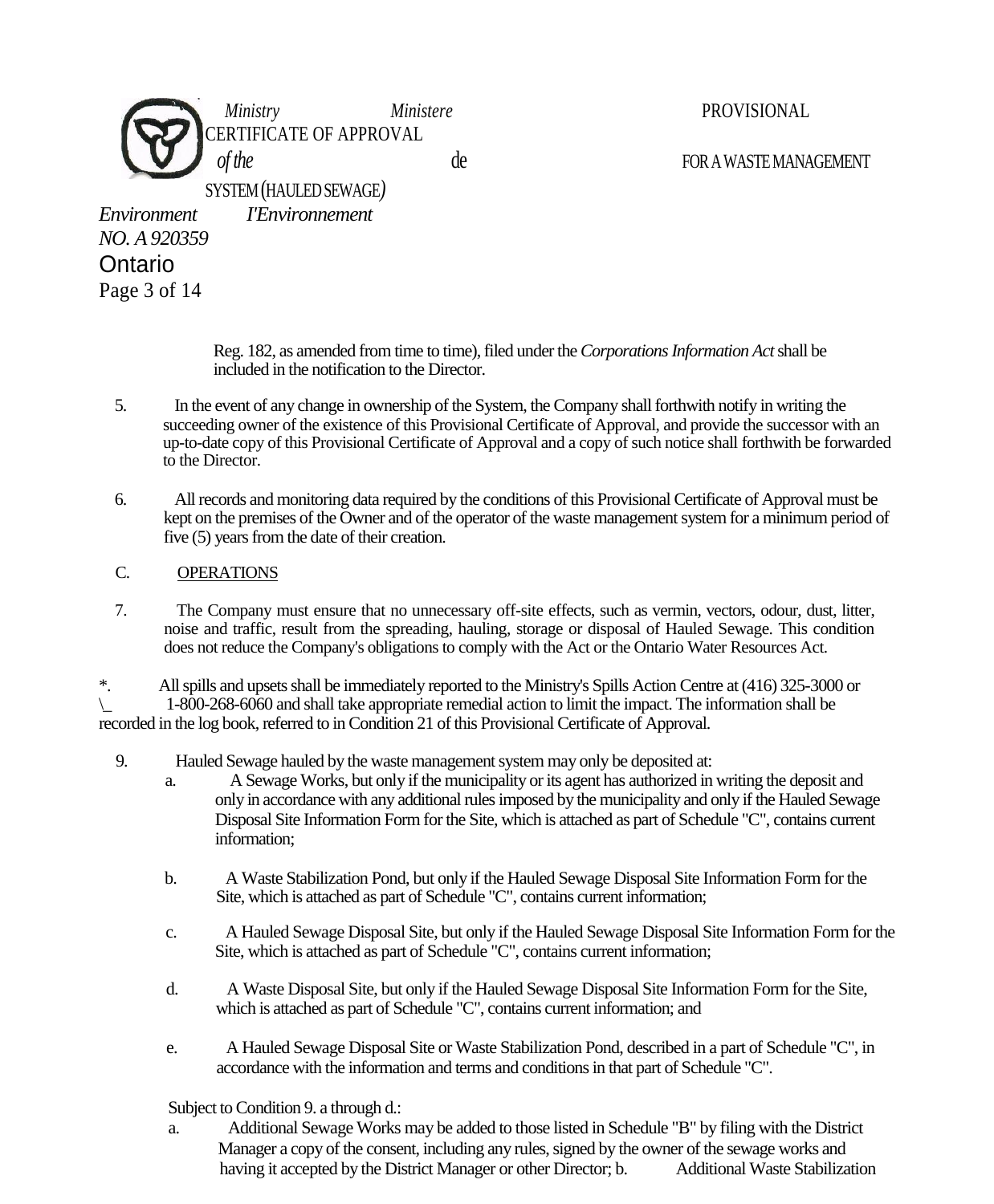Reg. 182, as amended from time to time), filed under the *Corporations Information Act* shall be included in the notification to the Director.

5. In the event of any change in ownership of the System, the Company shall forthwith notify in writing the succeeding owner of the existence of this Provisional Certificate of Approval, and provide the successor with an up-to-date copy of this Provisional Certificate of Approval and a copy of such notice shall forthwith be forwarded to the Director.

6. All records and monitoring data required by the conditions of this Provisional Certificate of Approval must be kept on the premises of the Owner and of the operator of the waste management system for a minimum period of five (5) years from the date of their creation.

C. OPERATIONS

7. The Company must ensure that no unnecessary off-site effects, such as vermin, vectors, odour, dust, litter, noise and traffic, result from the spreading, hauling, storage or disposal of Hauled Sewage. This condition does not reduce the Company's obligations to comply with the Act or the Ontario Water Resources Act.

*. All spills and upsets shall be immediately reported to the Ministry's Spills Action Centre at (416) 325-3000 or 1-800-268-6060 and shall take appropriate remedial action to limit the impact. The information shall be recorded in the log book, referred to in Condition 21 of this Provisional Certificate of Approval.

9. Hauled Sewage hauled by the waste management system may only be deposited at:
   a. A Sewage Works, but only if the municipality or its agent has authorized in writing the deposit and only in accordance with any additional rules imposed by the municipality and only if the Hauled Sewage Disposal Site Information Form for the Site, which is attached as part of Schedule "C", contains current information;

   b. A Waste Stabilization Pond, but only if the Hauled Sewage Disposal Site Information Form for the Site, which is attached as part of Schedule "C", contains current information;

   c. A Hauled Sewage Disposal Site, but only if the Hauled Sewage Disposal Site Information Form for the Site, which is attached as part of Schedule "C", contains current information;

   d. A Waste Disposal Site, but only if the Hauled Sewage Disposal Site Information Form for the Site, which is attached as part of Schedule "C", contains current information; and

   e. A Hauled Sewage Disposal Site or Waste Stabilization Pond, described in a part of Schedule "C", in accordance with the information and terms and conditions in that part of Schedule "C".

   Subject to Condition 9. a through d.:

   a. Additional Sewage Works may be added to those listed in Schedule "B" by filing with the District Manager a copy of the consent, including any rules, signed by the owner of the sewage works and having it accepted by the District Manager or other Director; b. Additional Waste Stabilization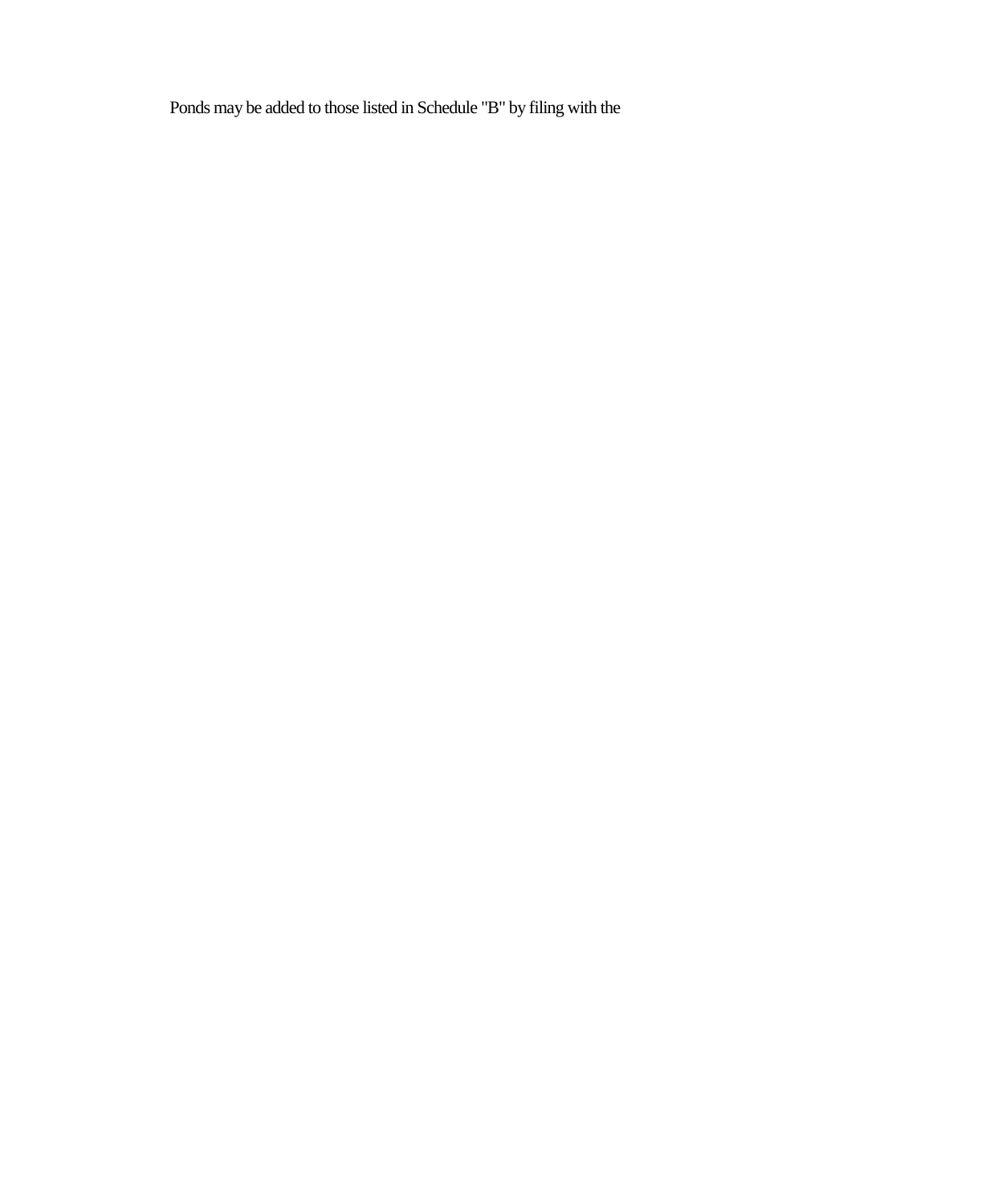Ponds may be added to those listed in Schedule "B" by filing with the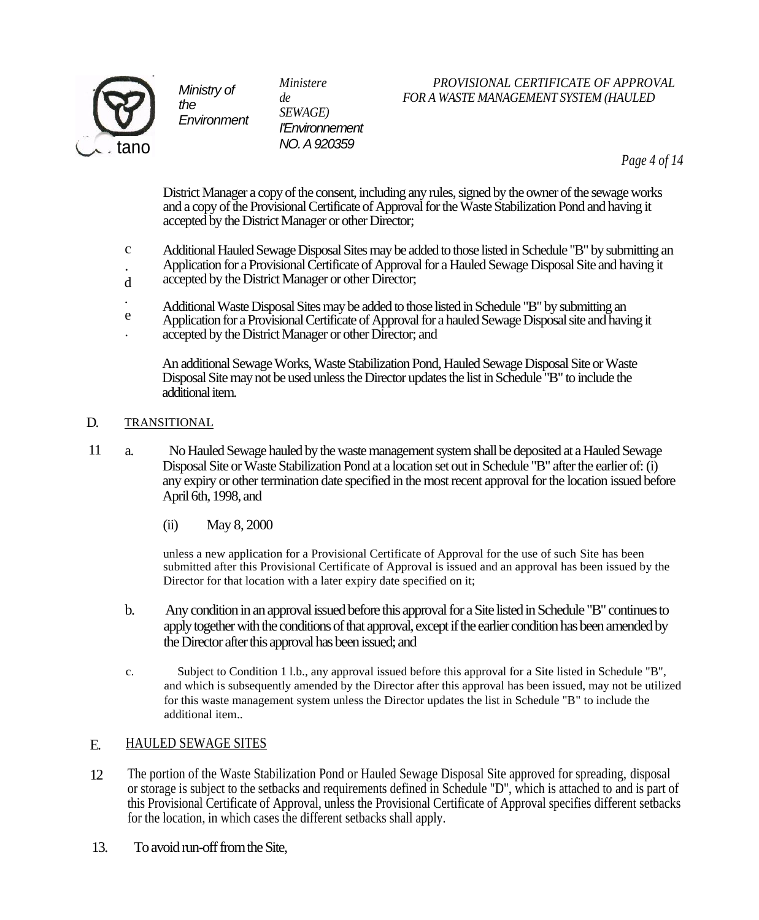District Manager a copy of the consent, including any rules, signed by the owner of the sewage works and a copy of the Provisional Certificate of Approval for the Waste Stabilization Pond and having it accepted by the District Manager or other Director;

c. Additional Hauled Sewage Disposal Sites may be added to those listed in Schedule "B" by submitting an Application for a Provisional Certificate of Approval for a Hauled Sewage Disposal Site and having it accepted by the District Manager or other Director;

d. Additional Waste Disposal Sites may be added to those listed in Schedule "B" by submitting an Application for a Provisional Certificate of Approval for a hauled Sewage Disposal site and having it accepted by the District Manager or other Director; and

e. An additional Sewage Works, Waste Stabilization Pond, Hauled Sewage Disposal Site or Waste Disposal Site may not be used unless the Director updates the list in Schedule "B" to include the additional item.

## D. TRANSITIONAL

11 a. No Hauled Sewage hauled by the waste management system shall be deposited at a Hauled Sewage Disposal Site or Waste Stabilization Pond at a location set out in Schedule "B" after the earlier of: (i) any expiry or other termination date specified in the most recent approval for the location issued before April 6th, 1998, and

(ii) May 8, 2000

unless a new application for a Provisional Certificate of Approval for the use of such Site has been submitted after this Provisional Certificate of Approval is issued and an approval has been issued by the Director for that location with a later expiry date specified on it;

b. Any condition in an approval issued before this approval for a Site listed in Schedule "B" continues to apply together with the conditions of that approval, except if the earlier condition has been amended by the Director after this approval has been issued; and

c. Subject to Condition 1 l.b., any approval issued before this approval for a Site listed in Schedule "B", and which is subsequently amended by the Director after this approval has been issued, may not be utilized for this waste management system unless the Director updates the list in Schedule "B" to include the additional item..

## E. HAULED SEWAGE SITES

12 The portion of the Waste Stabilization Pond or Hauled Sewage Disposal Site approved for spreading, disposal or storage is subject to the setbacks and requirements defined in Schedule "D", which is attached to and is part of this Provisional Certificate of Approval, unless the Provisional Certificate of Approval specifies different setbacks for the location, in which cases the different setbacks shall apply.

13. To avoid run-off from the Site,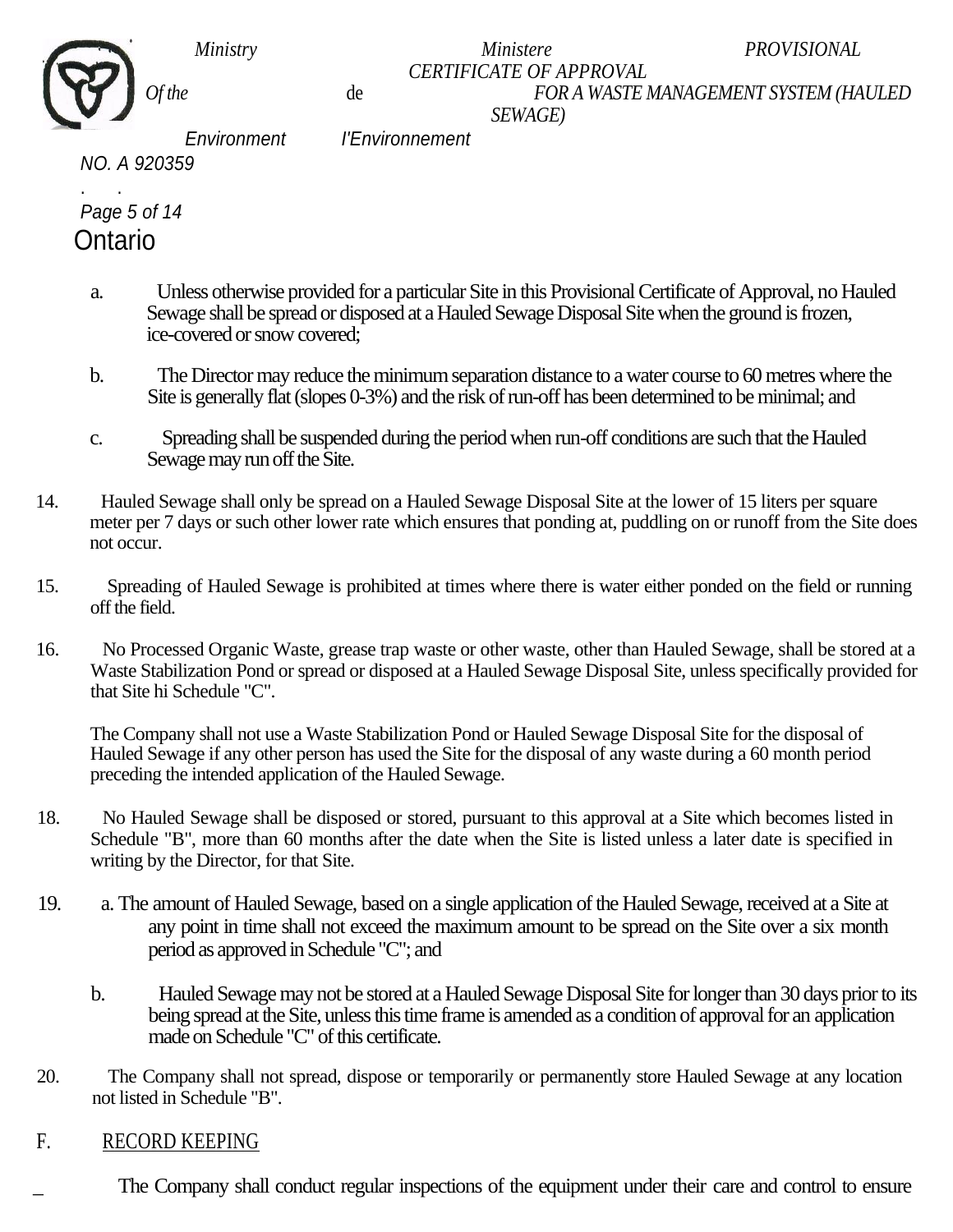a. Unless otherwise provided for a particular Site in this Provisional Certificate of Approval, no Hauled Sewage shall be spread or disposed at a Hauled Sewage Disposal Site when the ground is frozen, ice-covered or snow covered;

b. The Director may reduce the minimum separation distance to a water course to 60 metres where the Site is generally flat (slopes 0-3%) and the risk of run-off has been determined to be minimal; and

c. Spreading shall be suspended during the period when run-off conditions are such that the Hauled Sewage may run off the Site.

14. Hauled Sewage shall only be spread on a Hauled Sewage Disposal Site at the lower of 15 liters per square meter per 7 days or such other lower rate which ensures that ponding at, puddling on or runoff from the Site does not occur.

15. Spreading of Hauled Sewage is prohibited at times where there is water either ponded on the field or running off the field.

16. No Processed Organic Waste, grease trap waste or other waste, other than Hauled Sewage, shall be stored at a Waste Stabilization Pond or spread or disposed at a Hauled Sewage Disposal Site, unless specifically provided for that Site hi Schedule "C".

The Company shall not use a Waste Stabilization Pond or Hauled Sewage Disposal Site for the disposal of Hauled Sewage if any other person has used the Site for the disposal of any waste during a 60 month period preceding the intended application of the Hauled Sewage.

18. No Hauled Sewage shall be disposed or stored, pursuant to this approval at a Site which becomes listed in Schedule "B", more than 60 months after the date when the Site is listed unless a later date is specified in writing by the Director, for that Site.

19. a. The amount of Hauled Sewage, based on a single application of the Hauled Sewage, received at a Site at any point in time shall not exceed the maximum amount to be spread on the Site over a six month period as approved in Schedule "C"; and

b. Hauled Sewage may not be stored at a Hauled Sewage Disposal Site for longer than 30 days prior to its being spread at the Site, unless this time frame is amended as a condition of approval for an application made on Schedule "C" of this certificate.

20. The Company shall not spread, dispose or temporarily or permanently store Hauled Sewage at any location not listed in Schedule "B".

## F. RECORD KEEPING

_ The Company shall conduct regular inspections of the equipment under their care and control to ensure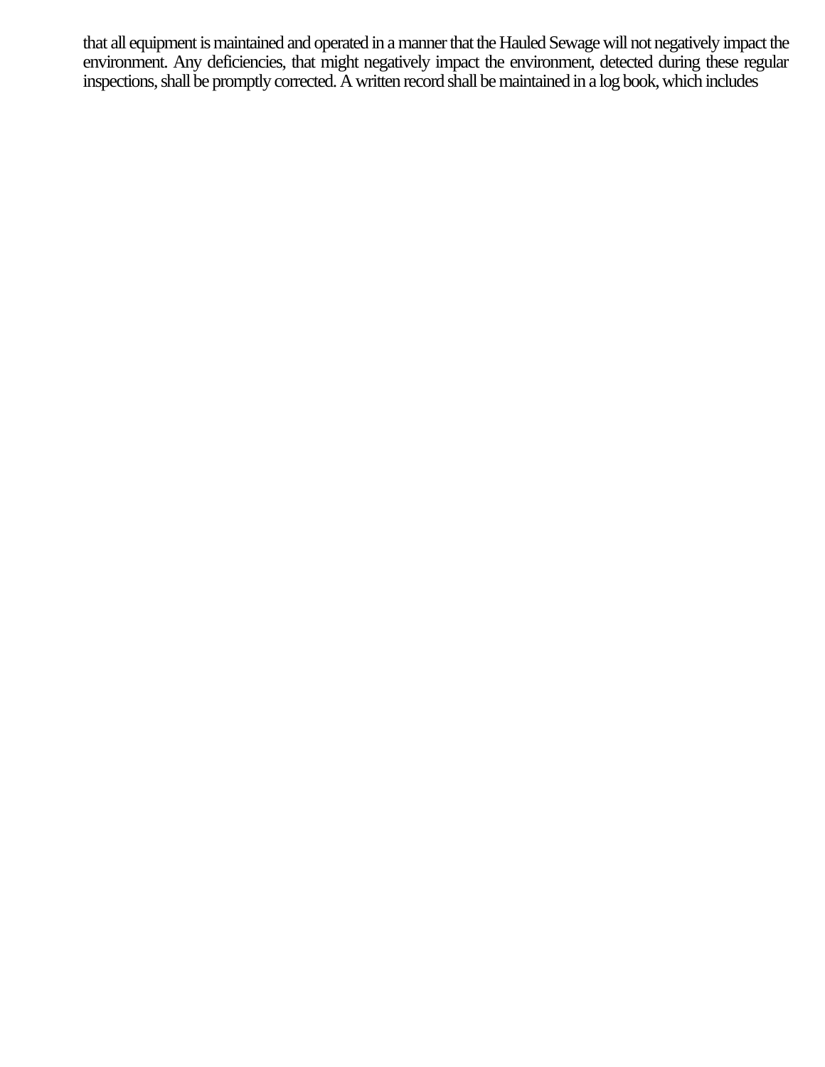that all equipment is maintained and operated in a manner that the Hauled Sewage will not negatively impact the environment. Any deficiencies, that might negatively impact the environment, detected during these regular inspections, shall be promptly corrected. A written record shall be maintained in a log book, which includes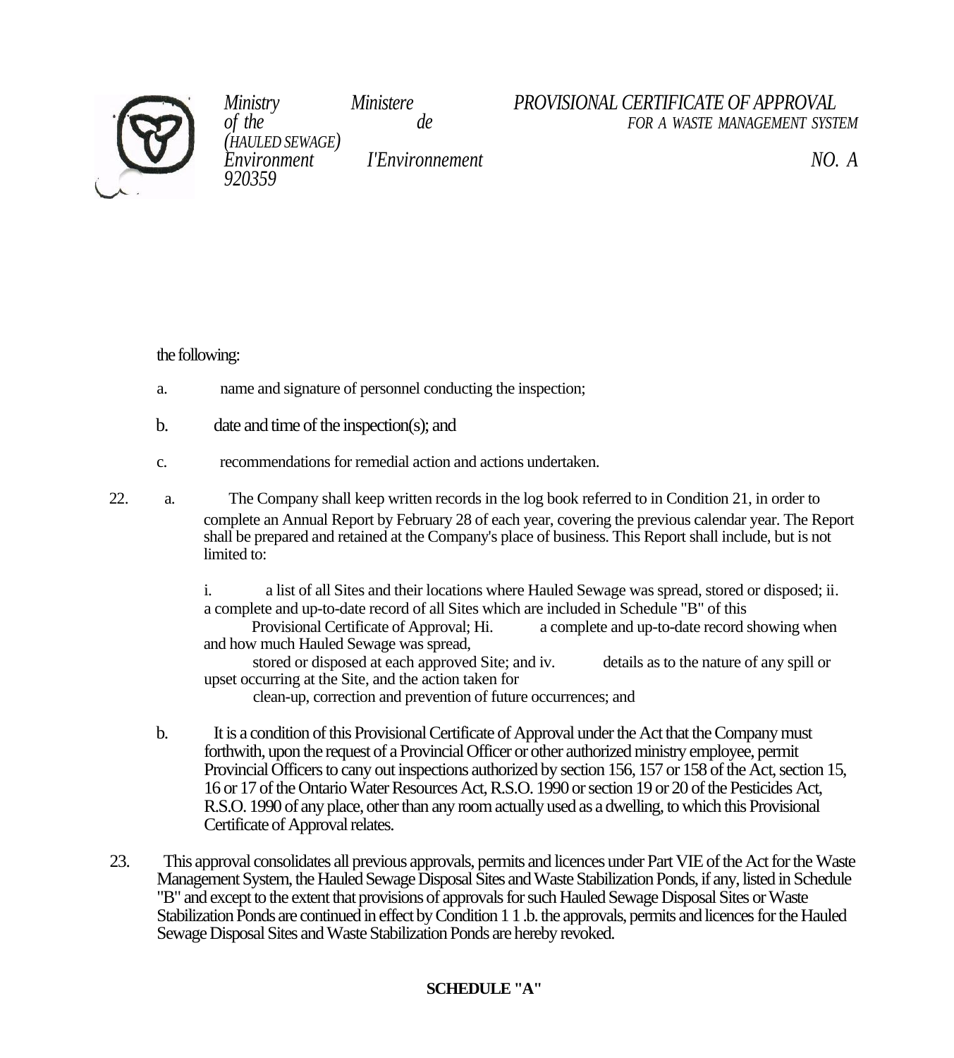the following:

a. name and signature of personnel conducting the inspection;

b. date and time of the inspection(s); and

c. recommendations for remedial action and actions undertaken.

22. a. The Company shall keep written records in the log book referred to in Condition 21, in order to complete an Annual Report by February 28 of each year, covering the previous calendar year. The Report shall be prepared and retained at the Company's place of business. This Report shall include, but is not limited to:

   i. a list of all Sites and their locations where Hauled Sewage was spread, stored or disposed;
   ii. a complete and up-to-date record of all Sites which are included in Schedule "B" of this Provisional Certificate of Approval;
   Hi. a complete and up-to-date record showing when and how much Hauled Sewage was spread, stored or disposed at each approved Site; and
   iv. details as to the nature of any spill or upset occurring at the Site, and the action taken for clean-up, correction and prevention of future occurrences; and

   b. It is a condition of this Provisional Certificate of Approval under the Act that the Company must forthwith, upon the request of a Provincial Officer or other authorized ministry employee, permit Provincial Officers to cany out inspections authorized by section 156, 157 or 158 of the Act, section 15, 16 or 17 of the Ontario Water Resources Act, R.S.O. 1990 or section 19 or 20 of the Pesticides Act, R.S.O. 1990 of any place, other than any room actually used as a dwelling, to which this Provisional Certificate of Approval relates.

23. This approval consolidates all previous approvals, permits and licences under Part VIE of the Act for the Waste Management System, the Hauled Sewage Disposal Sites and Waste Stabilization Ponds, if any, listed in Schedule "B" and except to the extent that provisions of approvals for such Hauled Sewage Disposal Sites or Waste Stabilization Ponds are continued in effect by Condition 1 1 .b. the approvals, permits and licences for the Hauled Sewage Disposal Sites and Waste Stabilization Ponds are hereby revoked.

**SCHEDULE "A"**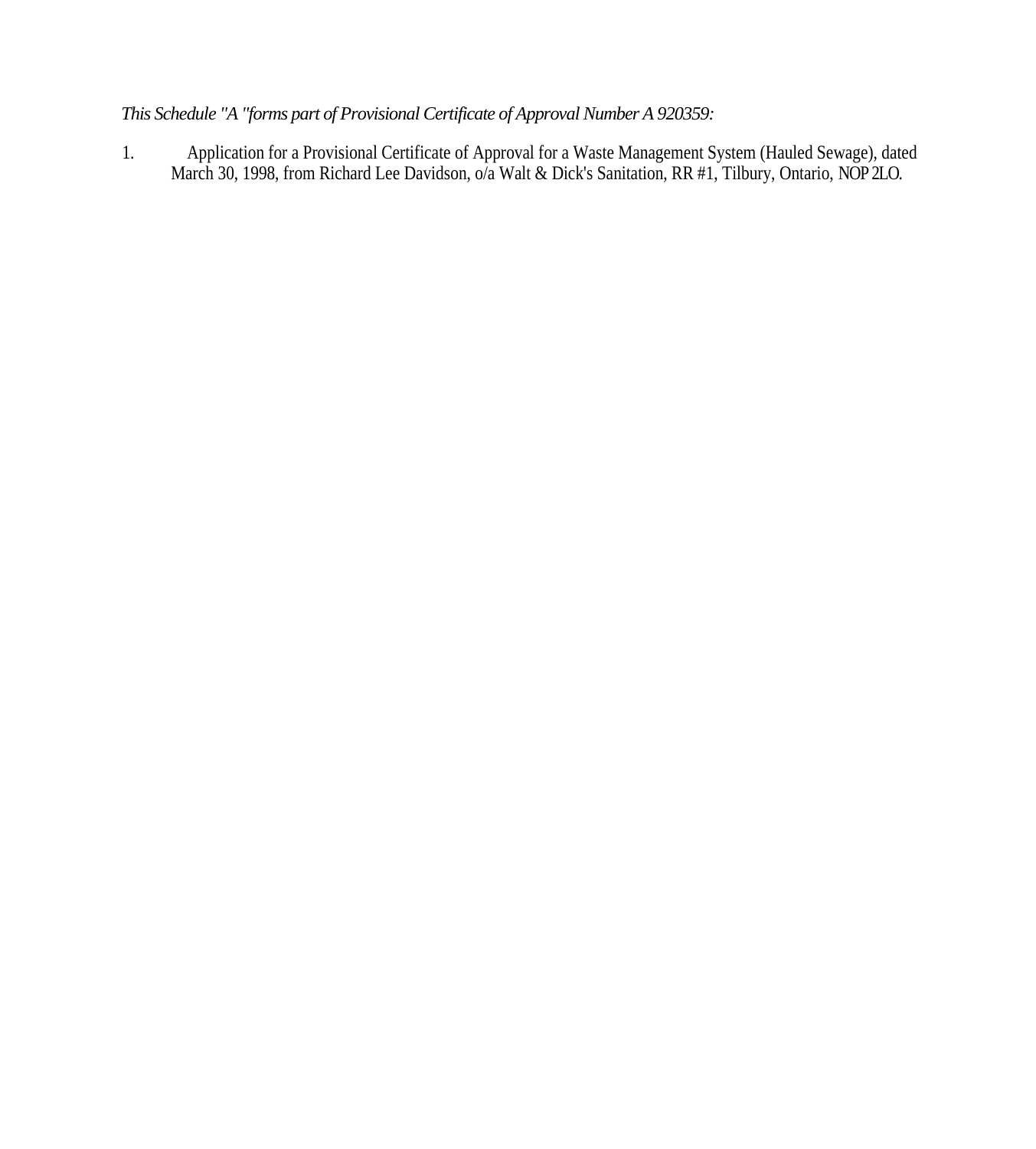*This Schedule "A "forms part of Provisional Certificate of Approval Number A 920359:*

1. Application for a Provisional Certificate of Approval for a Waste Management System (Hauled Sewage), dated March 30, 1998, from Richard Lee Davidson, o/a Walt & Dick's Sanitation, RR #1, Tilbury, Ontario, NOP 2LO.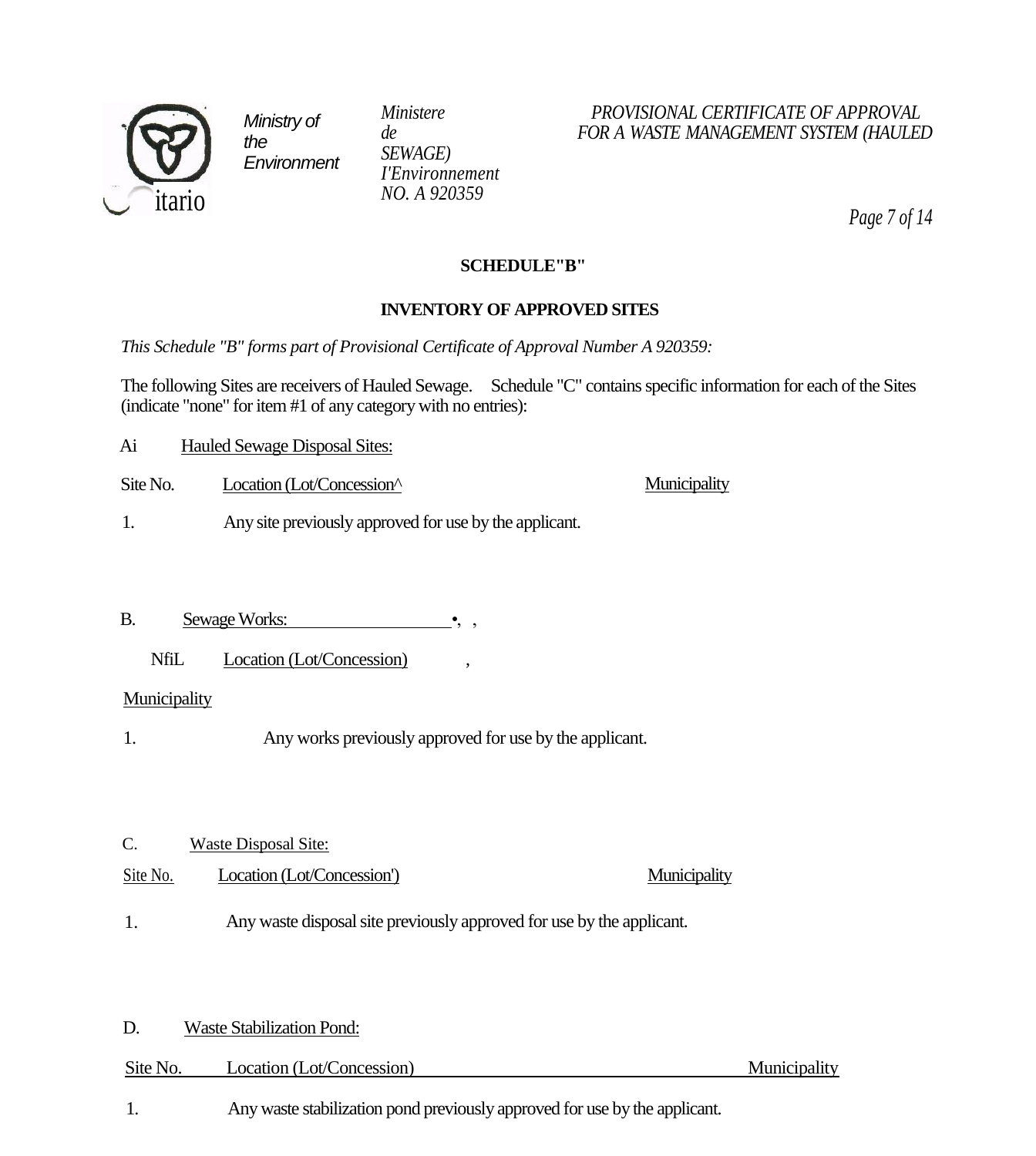## SCHEDULE"B"

## INVENTORY OF APPROVED SITES

*This Schedule "B" forms part of Provisional Certificate of Approval Number A 920359:*

The following Sites are receivers of Hauled Sewage. Schedule "C" contains specific information for each of the Sites (indicate "none" for item #1 of any category with no entries):

Ai Hauled Sewage Disposal Sites:

| Site No. | Location (Lot/Concession^ | Municipality |
|---|---|---|
| 1. | Any site previously approved for use by the applicant. | |

B. Sewage Works: •, ,

| NfiL | Location (Lot/Concession) , | Municipality |
|---|---|---|
| 1. | Any works previously approved for use by the applicant. | |

C. Waste Disposal Site:

| Site No. | Location (Lot/Concession') | Municipality |
|---|---|---|
| 1. | Any waste disposal site previously approved for use by the applicant. | |

D. Waste Stabilization Pond:

| Site No. | Location (Lot/Concession) | Municipality |
|---|---|---|
| 1. | Any waste stabilization pond previously approved for use by the applicant. | |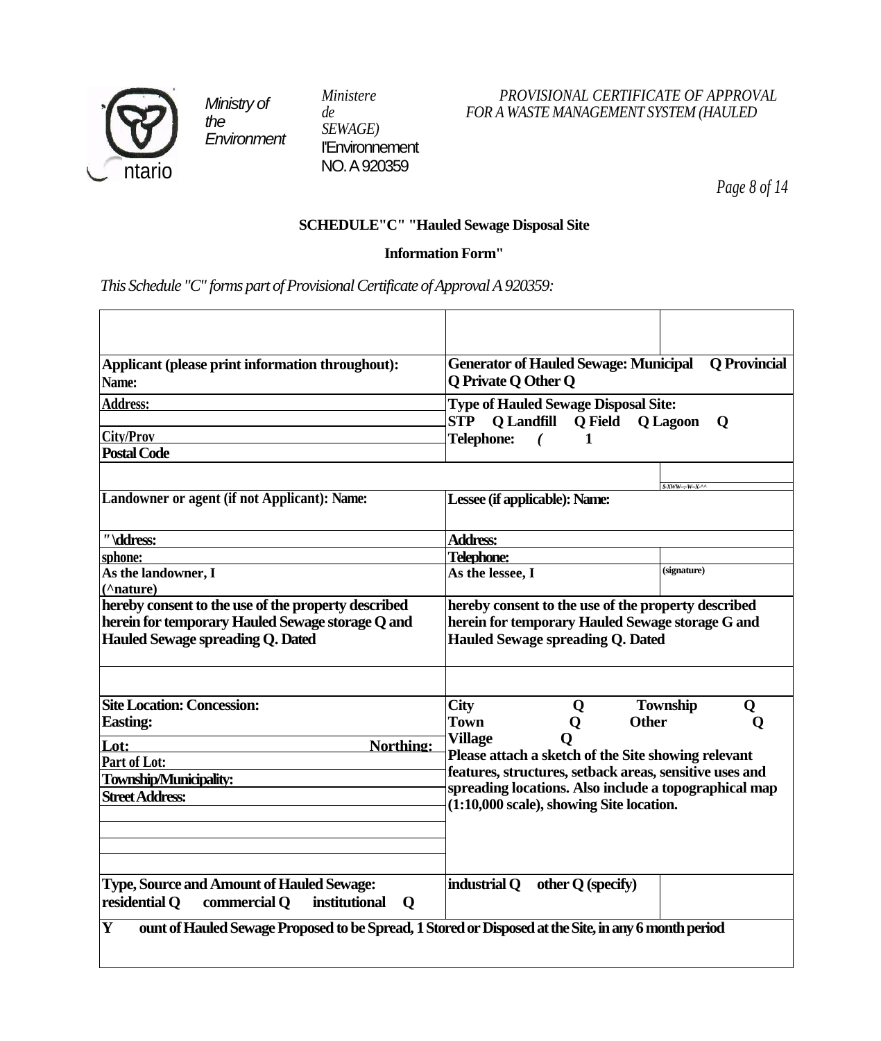## SCHEDULE"C" "Hauled Sewage Disposal Site

## Information Form"

*This Schedule "C" forms part of Provisional Certificate of Approval A 920359:*

| | | |
|---|---|---|
| | | |
| **Applicant (please print information throughout):** **Name:** | **Generator of Hauled Sewage: Municipal Q Provincial Q Private Q Other Q** | |
| **Address:** | **Type of Hauled Sewage Disposal Site:** **STP Q Landfill Q Field Q Lagoon Q** | |
| **City/Prov** | **Telephone: ( 1** | |
| **Postal Code** | | |
| | | $-XWW--;-W--X-^^ |
| **Landowner or agent (if not Applicant): Name:** | **Lessee (if applicable): Name:** | |
| **"\ddress:** | **Address:** | |
| **sphone:** | **Telephone:** | |
| **As the landowner, I** **(^nature)** | **As the lessee, I** | **(signature)** |
| **hereby consent to the use of the property described herein for temporary Hauled Sewage storage Q and Hauled Sewage spreading Q. Dated** | **hereby consent to the use of the property described herein for temporary Hauled Sewage storage G and Hauled Sewage spreading Q. Dated** | |
| | | |
| **Site Location: Concession:** **Easting:** | **City Q Township Q** **Town Q Other Q** **Village Q** | |
| **Lot: Northing:** | **Please attach a sketch of the Site showing relevant features, structures, setback areas, sensitive uses and spreading locations. Also include a topographical map (1:10,000 scale), showing Site location.** | |
| **Part of Lot:** | | |
| **Township/Municipality:** | | |
| **Street Address:** | | |
| | | |
| **Type, Source and Amount of Hauled Sewage:** **residential Q commercial Q institutional Q** | **industrial Q other Q (specify)** | |
| **Y ount of Hauled Sewage Proposed to be Spread, 1 Stored or Disposed at the Site, in any 6 month period** | | |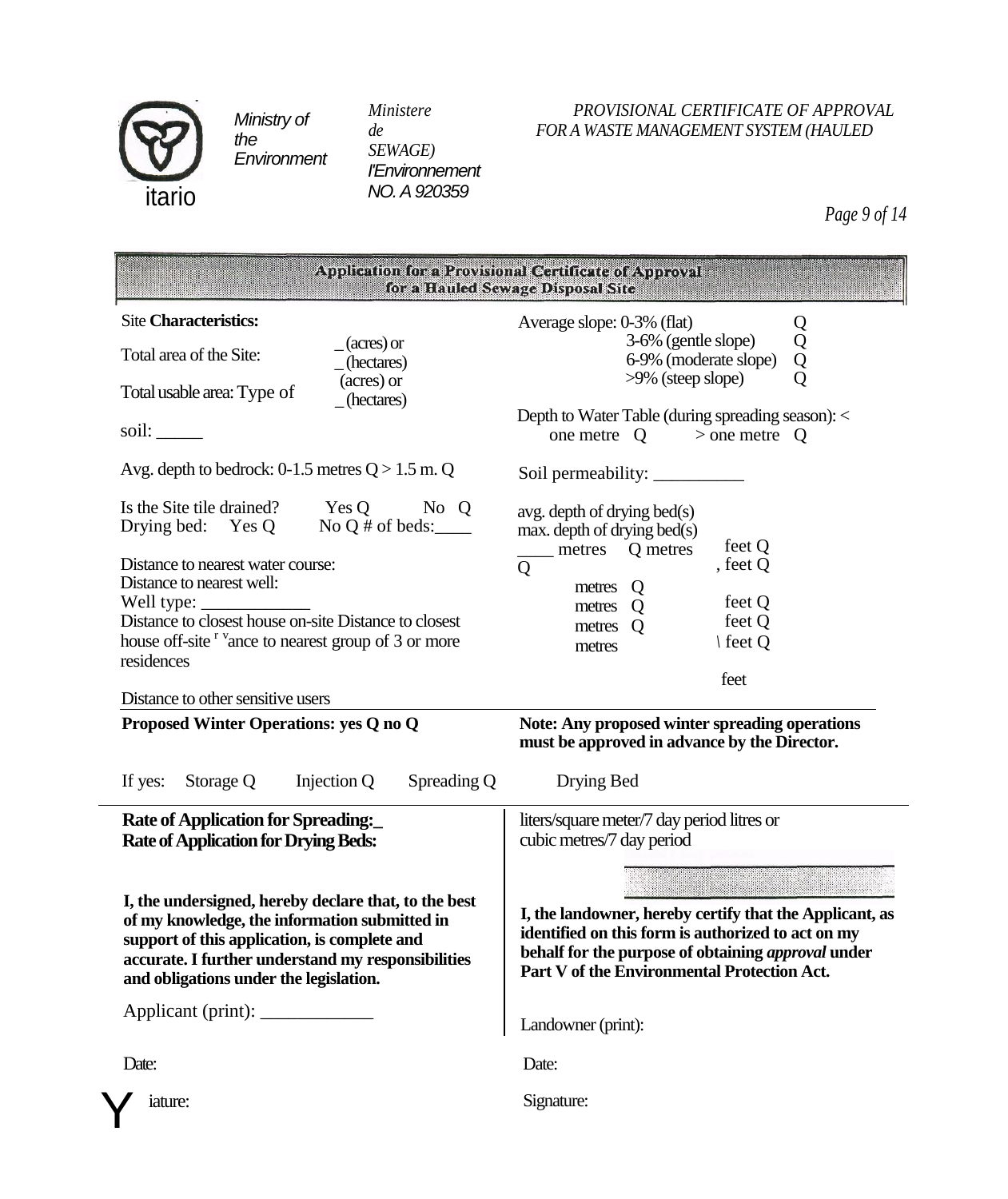Ministry of the Environment

Ministere de l'Environnement

PROVISIONAL CERTIFICATE OF APPROVAL FOR A WASTE MANAGEMENT SYSTEM (HAULED SEWAGE) NO. A 920359

## Application for a Provisional Certificate of Approval for a Hauled Sewage Disposal Site

Site **Characteristics:**

Total area of the Site: _(acres) or _(hectares)

Total usable area: _(acres) or _(hectares)

Type of soil: _____

Avg. depth to bedrock: 0-1.5 metres Q > 1.5 m. Q

Is the Site tile drained? Yes Q No Q

Drying bed: Yes Q No Q # of beds:____

Average slope: 0-3% (flat) Q
3-6% (gentle slope) Q
6-9% (moderate slope) Q
>9% (steep slope) Q

Depth to Water Table (during spreading season): < one metre Q > one metre Q

Soil permeability: __________

avg. depth of drying bed(s) ____ metres Q feet Q

max. depth of drying bed(s) metres Q , feet Q

Distance to nearest water course: metres Q feet Q

Distance to nearest well: metres Q feet Q

Well type: ____________

Distance to closest house on-site metres Q feet Q

Distance to closest house off-site metres \ feet Q

Distance to nearest group of 3 or more residences

Distance to other sensitive users feet

**Proposed Winter Operations: yes Q no Q**

**Note: Any proposed winter spreading operations must be approved in advance by the Director.**

If yes: Storage Q Injection Q Spreading Q Drying Bed

**Rate of Application for Spreading:_** liters/square meter/7 day period litres or

**Rate of Application for Drying Beds:** cubic metres/7 day period

**I, the undersigned, hereby declare that, to the best of my knowledge, the information submitted in support of this application, is complete and accurate. I further understand my responsibilities and obligations under the legislation.**

Applicant (print): ____________

Date:

Signature:

**I, the landowner, hereby certify that the Applicant, as identified on this form is authorized to act on my behalf for the purpose of obtaining *approval* under Part V of the Environmental Protection Act.**

Landowner (print):

Date:

Signature: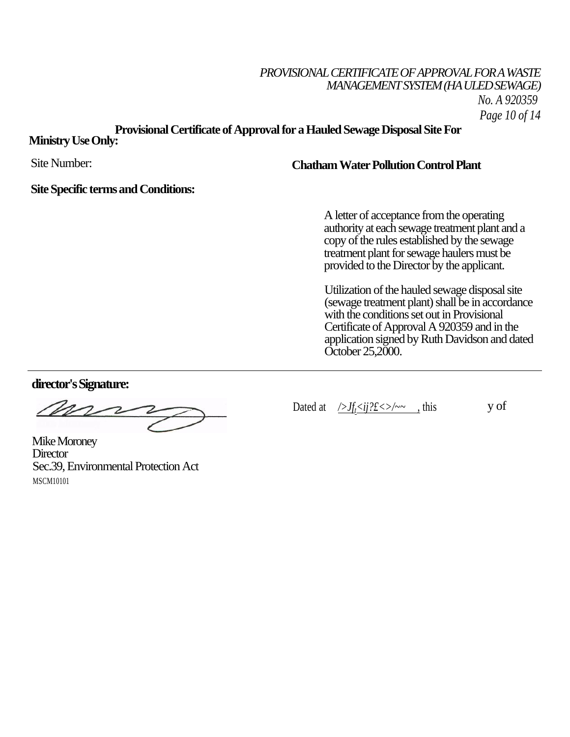*PROVISIONAL CERTIFICATE OF APPROVAL FOR A WASTE MANAGEMENT SYSTEM (HAULED SEWAGE)*
*No. A 920359*

**Provisional Certificate of Approval for a Hauled Sewage Disposal Site For**

**Ministry Use Only:**

Site Number:

**Chatham Water Pollution Control Plant**

**Site Specific terms and Conditions:**

A letter of acceptance from the operating authority at each sewage treatment plant and a copy of the rules established by the sewage treatment plant for sewage haulers must be provided to the Director by the applicant.

Utilization of the hauled sewage disposal site (sewage treatment plant) shall be in accordance with the conditions set out in Provisional Certificate of Approval A 920359 and in the application signed by Ruth Davidson and dated October 25,2000.

---

**director's Signature:**

Dated at />Jf<ij?£<>/~~ , this y of

Mike Moroney
Director
Sec.39, Environmental Protection Act
MSCM10101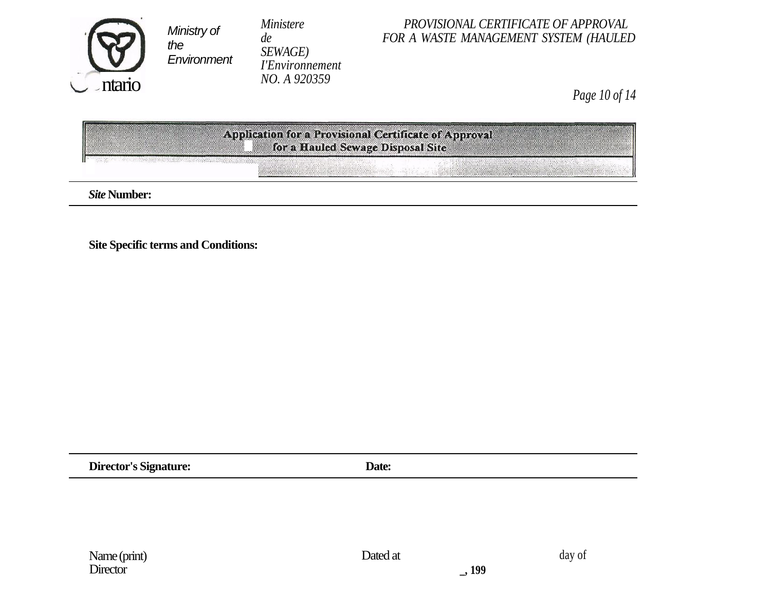## Application for a Provisional Certificate of Approval for a Hauled Sewage Disposal Site

***Site* Number:**

**Site Specific terms and Conditions:**

**Director's Signature:** **Date:**

Name (print)
Director

Dated at day of
_, **199**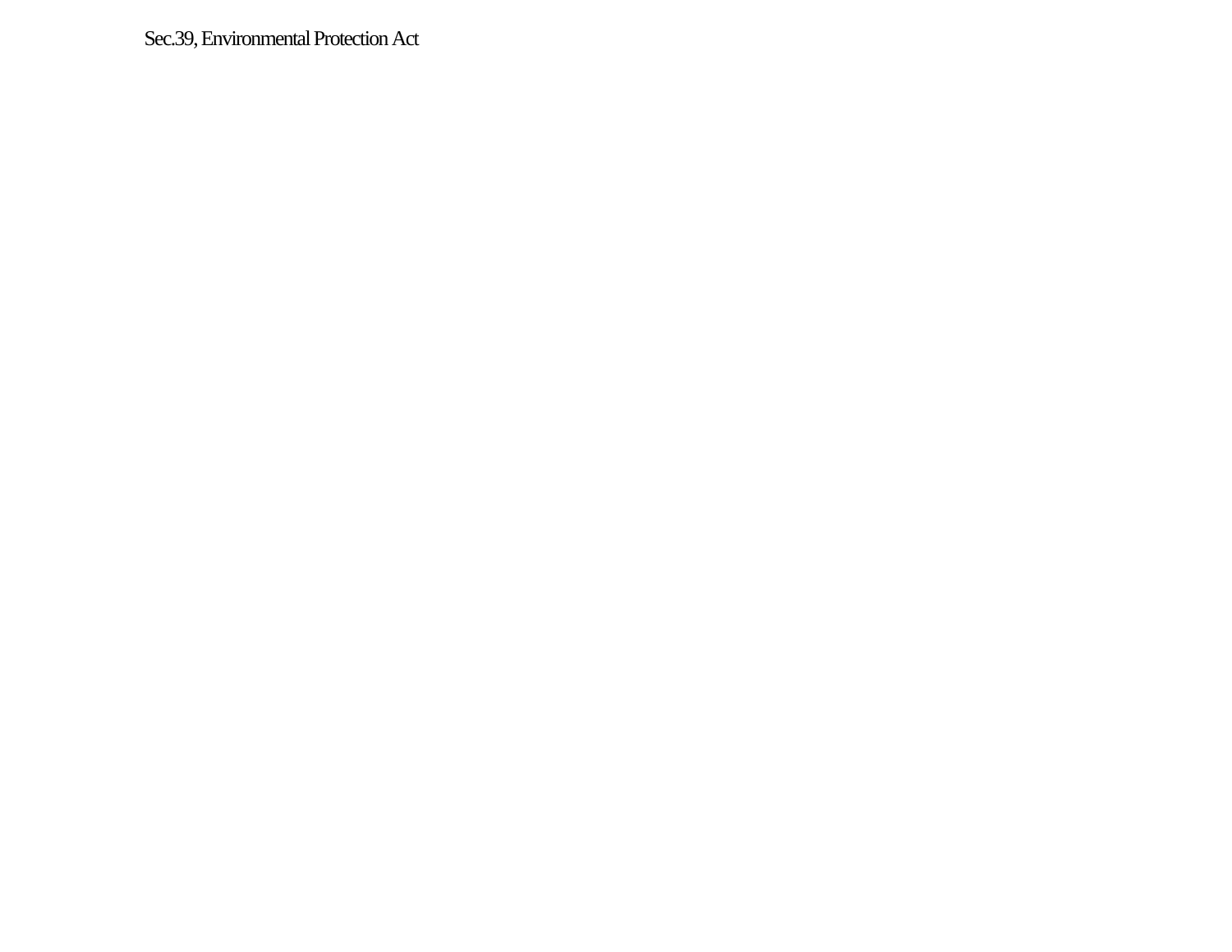Sec.39, Environmental Protection Act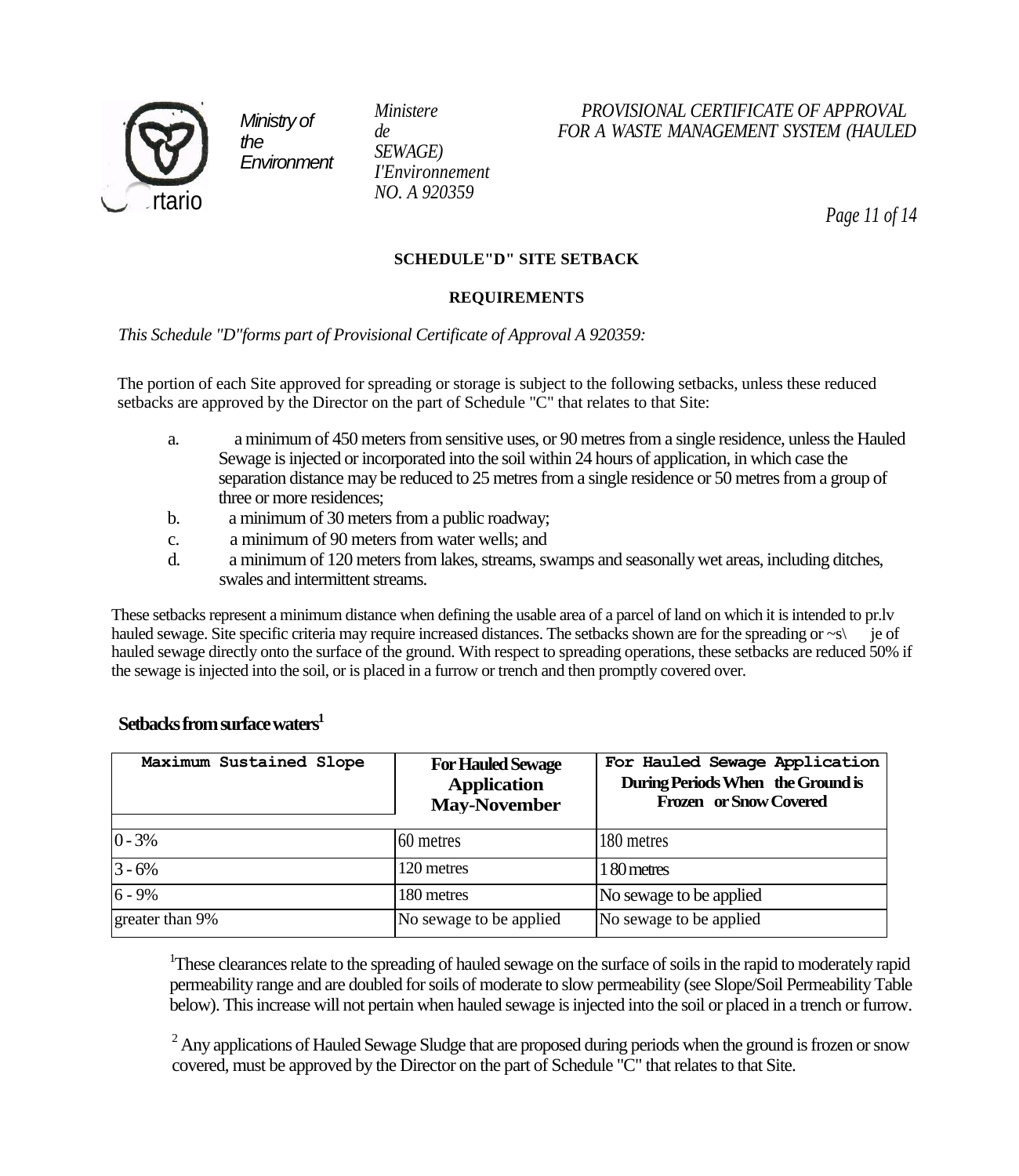## SCHEDULE"D" SITE SETBACK

## REQUIREMENTS

*This Schedule "D"forms part of Provisional Certificate of Approval A 920359:*

The portion of each Site approved for spreading or storage is subject to the following setbacks, unless these reduced setbacks are approved by the Director on the part of Schedule "C" that relates to that Site:

a. a minimum of 450 meters from sensitive uses, or 90 metres from a single residence, unless the Hauled Sewage is injected or incorporated into the soil within 24 hours of application, in which case the separation distance may be reduced to 25 metres from a single residence or 50 metres from a group of three or more residences;

b. a minimum of 30 meters from a public roadway;

c. a minimum of 90 meters from water wells; and

d. a minimum of 120 meters from lakes, streams, swamps and seasonally wet areas, including ditches, swales and intermittent streams.

These setbacks represent a minimum distance when defining the usable area of a parcel of land on which it is intended to pr.lv hauled sewage. Site specific criteria may require increased distances. The setbacks shown are for the spreading or ~s\ je of hauled sewage directly onto the surface of the ground. With respect to spreading operations, these setbacks are reduced 50% if the sewage is injected into the soil, or is placed in a furrow or trench and then promptly covered over.

### Setbacks from surface waters[1]

| Maximum Sustained Slope | For Hauled Sewage Application May-November | For Hauled Sewage Application During Periods When the Ground is Frozen or Snow Covered |
|---|---|---|
| 0 - 3% | 60 metres | 180 metres |
| 3 - 6% | 120 metres | 180 metres |
| 6 - 9% | 180 metres | No sewage to be applied |
| greater than 9% | No sewage to be applied | No sewage to be applied |

[1]These clearances relate to the spreading of hauled sewage on the surface of soils in the rapid to moderately rapid permeability range and are doubled for soils of moderate to slow permeability (see Slope/Soil Permeability Table below). This increase will not pertain when hauled sewage is injected into the soil or placed in a trench or furrow.

[2] Any applications of Hauled Sewage Sludge that are proposed during periods when the ground is frozen or snow covered, must be approved by the Director on the part of Schedule "C" that relates to that Site.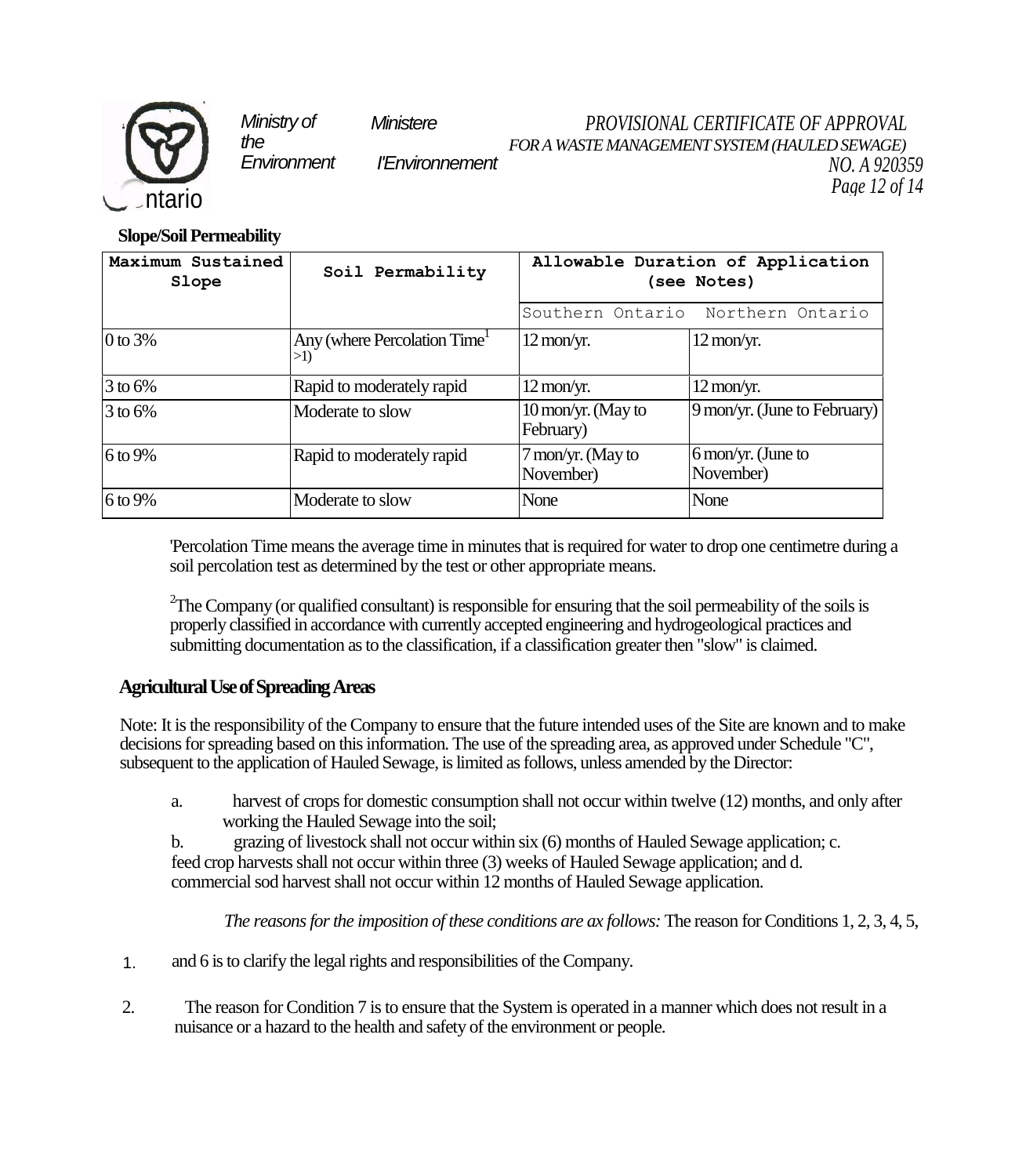**Slope/Soil Permeability**

| Maximum Sustained Slope | Soil Permability | Allowable Duration of Application (see Notes) | |
|---|---|---|---|
| | | Southern Ontario | Northern Ontario |
| 0 to 3% | Any (where Percolation Time[1] >1) | 12 mon/yr. | 12 mon/yr. |
| 3 to 6% | Rapid to moderately rapid | 12 mon/yr. | 12 mon/yr. |
| 3 to 6% | Moderate to slow | 10 mon/yr. (May to February) | 9 mon/yr. (June to February) |
| 6 to 9% | Rapid to moderately rapid | 7 mon/yr. (May to November) | 6 mon/yr. (June to November) |
| 6 to 9% | Moderate to slow | None | None |

'Percolation Time means the average time in minutes that is required for water to drop one centimetre during a soil percolation test as determined by the test or other appropriate means.

[2]The Company (or qualified consultant) is responsible for ensuring that the soil permeability of the soils is properly classified in accordance with currently accepted engineering and hydrogeological practices and submitting documentation as to the classification, if a classification greater then "slow" is claimed.

**Agricultural Use of Spreading Areas**

Note: It is the responsibility of the Company to ensure that the future intended uses of the Site are known and to make decisions for spreading based on this information. The use of the spreading area, as approved under Schedule "C", subsequent to the application of Hauled Sewage, is limited as follows, unless amended by the Director:

a. harvest of crops for domestic consumption shall not occur within twelve (12) months, and only after working the Hauled Sewage into the soil;

b. grazing of livestock shall not occur within six (6) months of Hauled Sewage application; c. feed crop harvests shall not occur within three (3) weeks of Hauled Sewage application; and d. commercial sod harvest shall not occur within 12 months of Hauled Sewage application.

*The reasons for the imposition of these conditions are ax follows:* The reason for Conditions 1, 2, 3, 4, 5,

1. and 6 is to clarify the legal rights and responsibilities of the Company.

2. The reason for Condition 7 is to ensure that the System is operated in a manner which does not result in a nuisance or a hazard to the health and safety of the environment or people.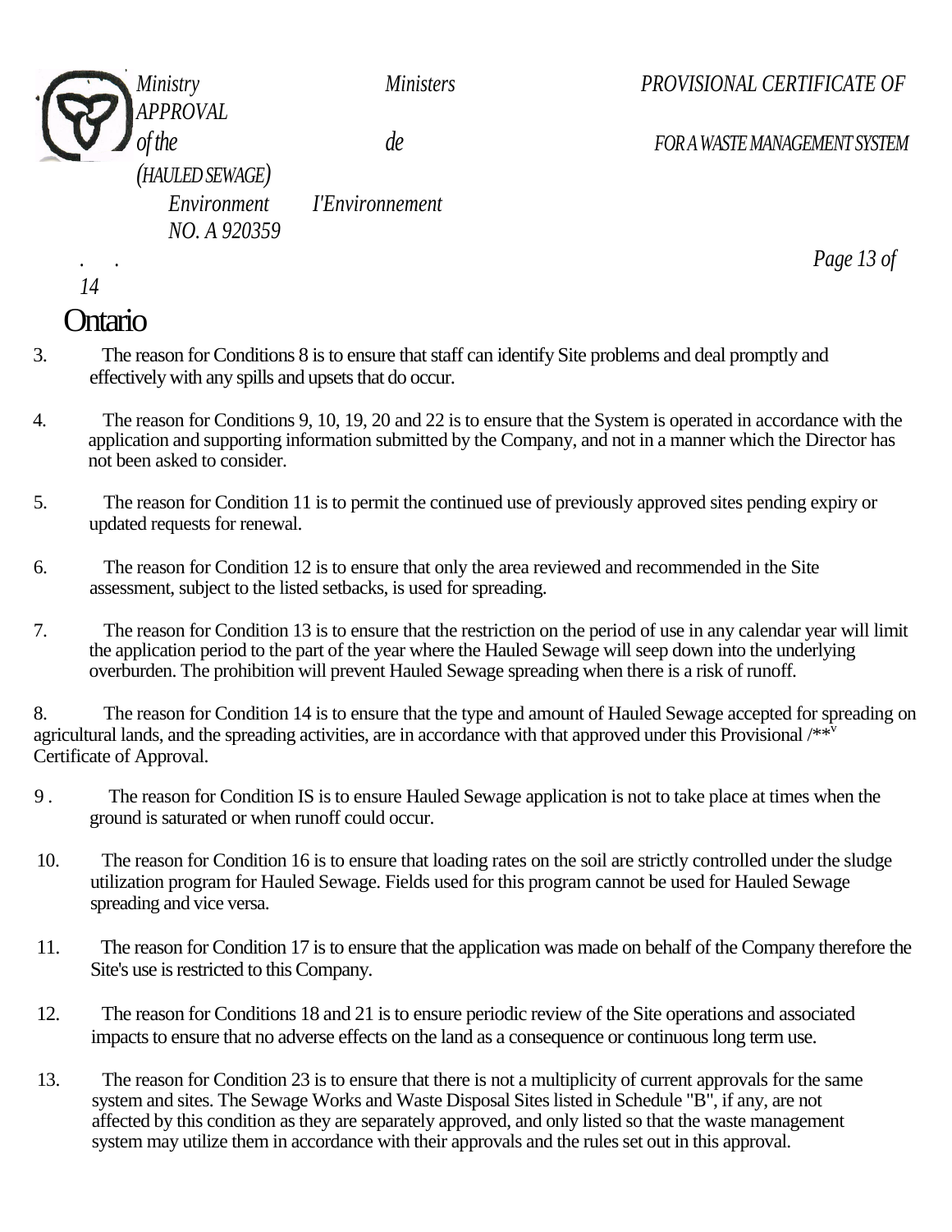3. The reason for Conditions 8 is to ensure that staff can identify Site problems and deal promptly and effectively with any spills and upsets that do occur.

4. The reason for Conditions 9, 10, 19, 20 and 22 is to ensure that the System is operated in accordance with the application and supporting information submitted by the Company, and not in a manner which the Director has not been asked to consider.

5. The reason for Condition 11 is to permit the continued use of previously approved sites pending expiry or updated requests for renewal.

6. The reason for Condition 12 is to ensure that only the area reviewed and recommended in the Site assessment, subject to the listed setbacks, is used for spreading.

7. The reason for Condition 13 is to ensure that the restriction on the period of use in any calendar year will limit the application period to the part of the year where the Hauled Sewage will seep down into the underlying overburden. The prohibition will prevent Hauled Sewage spreading when there is a risk of runoff.

8. The reason for Condition 14 is to ensure that the type and amount of Hauled Sewage accepted for spreading on agricultural lands, and the spreading activities, are in accordance with that approved under this Provisional Certificate of Approval.

9. The reason for Condition IS is to ensure Hauled Sewage application is not to take place at times when the ground is saturated or when runoff could occur.

10. The reason for Condition 16 is to ensure that loading rates on the soil are strictly controlled under the sludge utilization program for Hauled Sewage. Fields used for this program cannot be used for Hauled Sewage spreading and vice versa.

11. The reason for Condition 17 is to ensure that the application was made on behalf of the Company therefore the Site's use is restricted to this Company.

12. The reason for Conditions 18 and 21 is to ensure periodic review of the Site operations and associated impacts to ensure that no adverse effects on the land as a consequence or continuous long term use.

13. The reason for Condition 23 is to ensure that there is not a multiplicity of current approvals for the same system and sites. The Sewage Works and Waste Disposal Sites listed in Schedule "B", if any, are not affected by this condition as they are separately approved, and only listed so that the waste management system may utilize them in accordance with their approvals and the rules set out in this approval.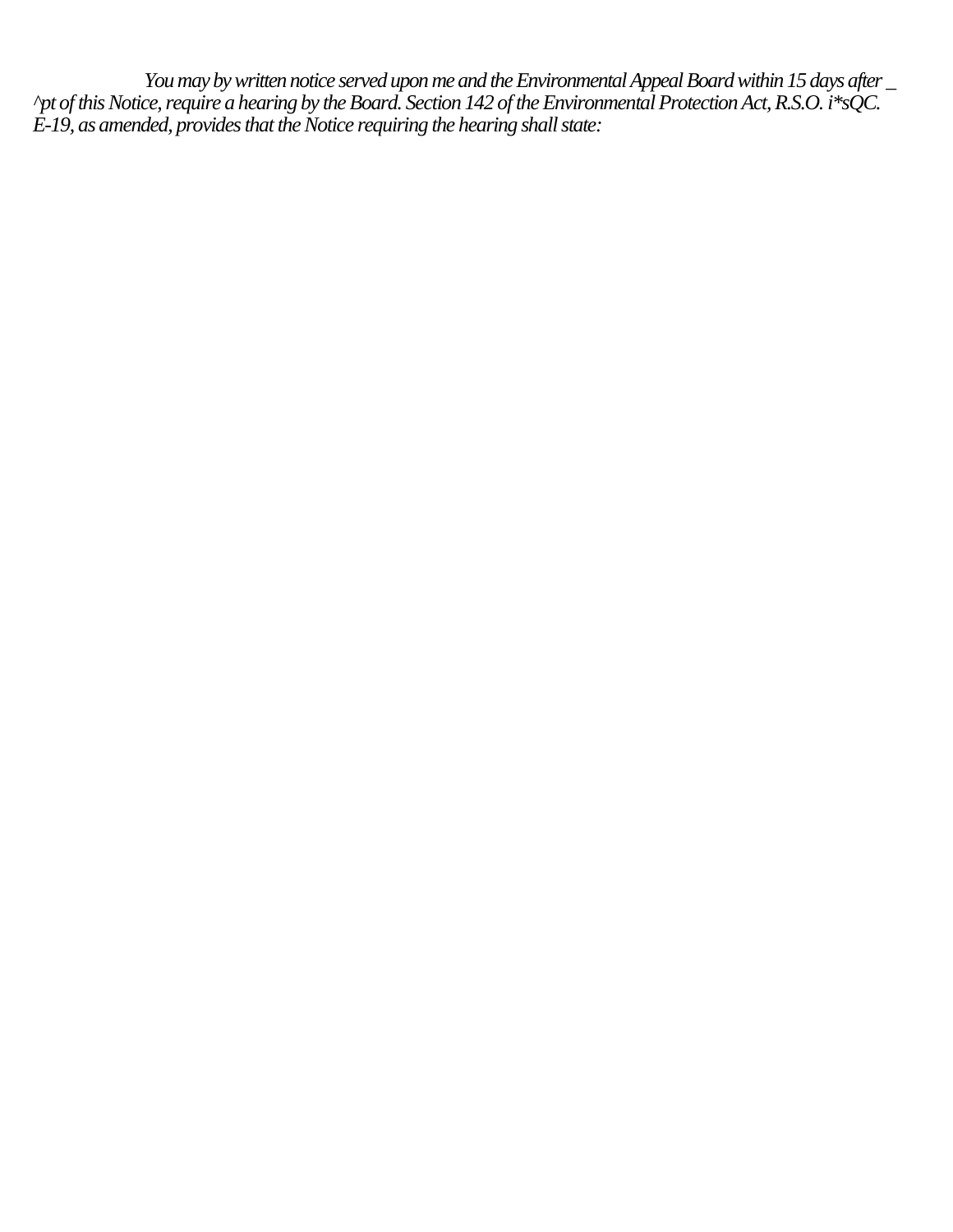*You may by written notice served upon me and the Environmental Appeal Board within 15 days after _ ^pt of this Notice, require a hearing by the Board. Section 142 of the Environmental Protection Act, R.S.O. i*sQC. E-19, as amended, provides that the Notice requiring the hearing shall state:*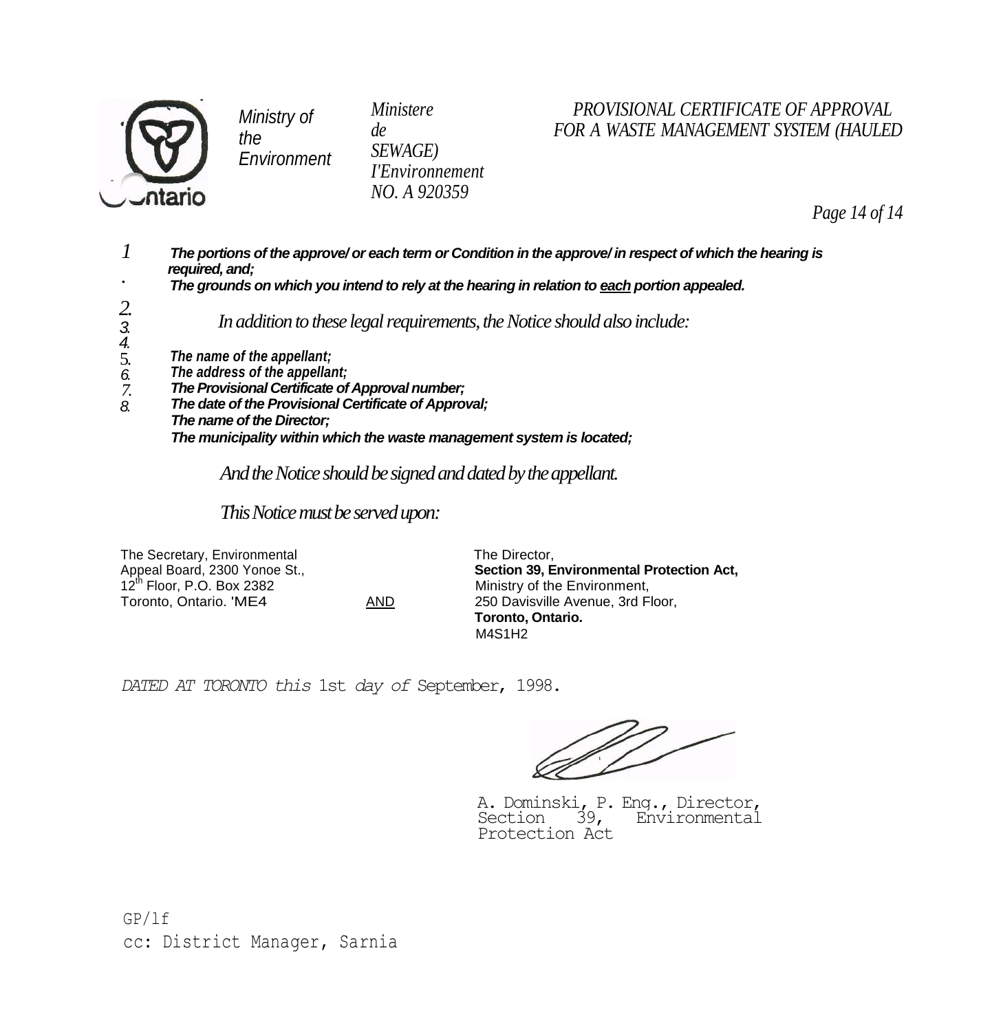Ministry of the Environment

Ministere de I'Environnement

PROVISIONAL CERTIFICATE OF APPROVAL FOR A WASTE MANAGEMENT SYSTEM (HAULED SEWAGE)

NO. A 920359

1. ***The portions of the approve/ or each term or Condition in the approve/ in respect of which the hearing is required, and;***
2. ***The grounds on which you intend to rely at the hearing in relation to each portion appealed.***

*In addition to these legal requirements, the Notice should also include:*

3. ***The name of the appellant;***
4. ***The address of the appellant;***
5. ***The Provisional Certificate of Approval number;***
6. ***The date of the Provisional Certificate of Approval;***
7. ***The name of the Director;***
8. ***The municipality within which the waste management system is located;***

*And the Notice should be signed and dated by the appellant.*

*This Notice must be served upon:*

| | | |
|---|---|---|
| The Secretary, Environmental Appeal Board, 2300 Yonoe St., 12th Floor, P.O. Box 2382 Toronto, Ontario. 'ME4 | AND | The Director, **Section 39, Environmental Protection Act,** Ministry of the Environment, 250 Davisville Avenue, 3rd Floor, **Toronto, Ontario.** M4S1H2 |

*DATED AT TORONTO this* 1st *day of* September, 1998.

A. Dominski, P. Eng., Director, Section 39, Environmental Protection Act

GP/lf

cc: District Manager, Sarnia